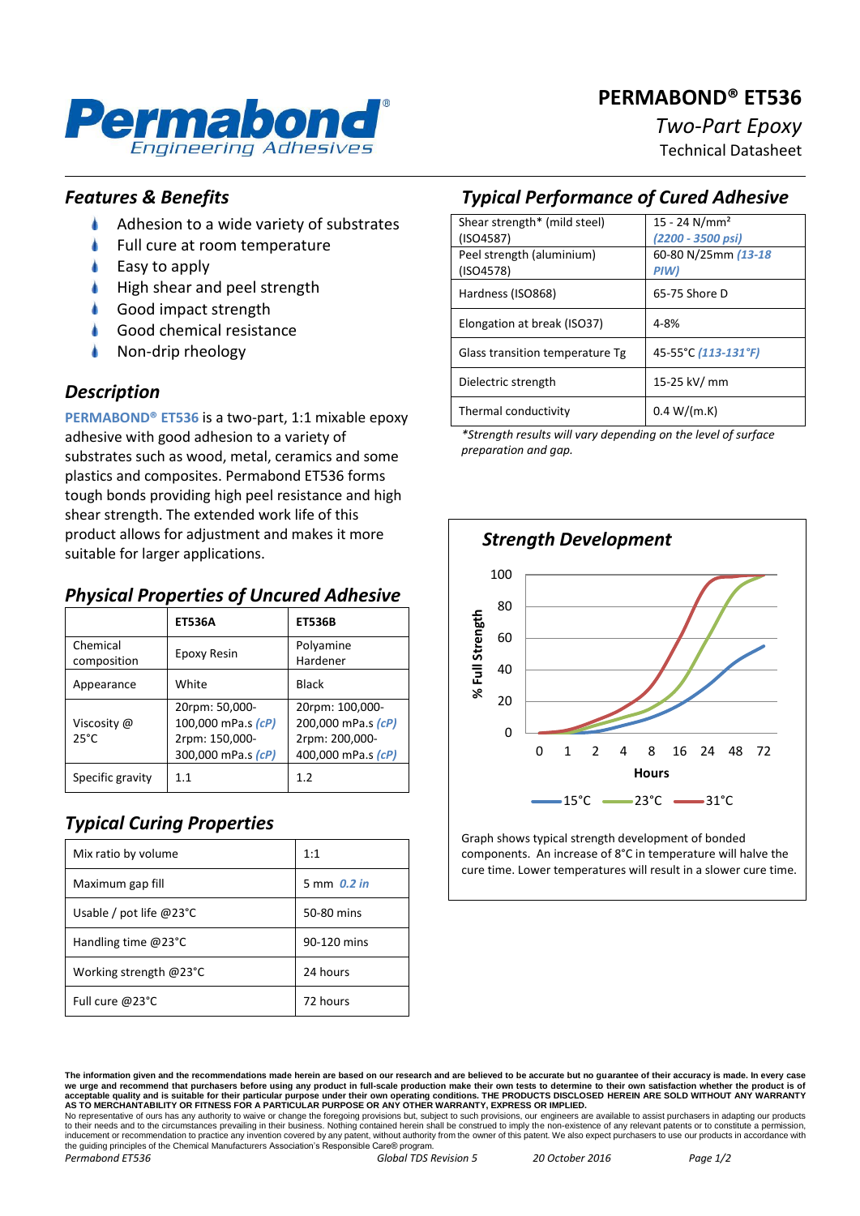# PERMABOND® ET536

*Two-Part Epoxy*

Technical Datasheet

## *Features & Benefits*

- Adhesion to a wide variety of substrates
- Full cure at room temperature
- Easy to apply
- High shear and peel strength
- Good impact strength
- Good chemical resistance
- Non-drip rheology

## *Description*

**PERMABOND® ET536** is a two-part, 1:1 mixable epoxy adhesive with good adhesion to a variety of substrates such as wood, metal, ceramics and some plastics and composites. Permabond ET536 forms tough bonds providing high peel resistance and high shear strength. The extended work life of this product allows for adjustment and makes it more suitable for larger applications.

## *Physical Properties of Uncured Adhesive*

| | ET536A | ET536B |
|---|---|---|
| Chemical composition | Epoxy Resin | Polyamine Hardener |
| Appearance | White | Black |
| Viscosity @ 25°C | 20rpm: 50,000-100,000 mPa.s *(cP)* 2rpm: 150,000-300,000 mPa.s *(cP)* | 20rpm: 100,000-200,000 mPa.s *(cP)* 2rpm: 200,000-400,000 mPa.s *(cP)* |
| Specific gravity | 1.1 | 1.2 |

## *Typical Curing Properties*

| | |
|---|---|
| Mix ratio by volume | 1:1 |
| Maximum gap fill | 5 mm *0.2 in* |
| Usable / pot life @23°C | 50-80 mins |
| Handling time @23°C | 90-120 mins |
| Working strength @23°C | 24 hours |
| Full cure @23°C | 72 hours |

## *Typical Performance of Cured Adhesive*

| | |
|---|---|
| Shear strength* (mild steel) (ISO4587) | 15 - 24 N/mm² *(2200 - 3500 psi)* |
| Peel strength (aluminium) (ISO4578) | 60-80 N/25mm *(13-18 PIW)* |
| Hardness (ISO868) | 65-75 Shore D |
| Elongation at break (ISO37) | 4-8% |
| Glass transition temperature Tg | 45-55°C *(113-131°F)* |
| Dielectric strength | 15-25 kV/ mm |
| Thermal conductivity | 0.4 W/(m.K) |

*\*Strength results will vary depending on the level of surface preparation and gap.*

## *Strength Development*

Graph shows typical strength development of bonded components. An increase of 8°C in temperature will halve the cure time. Lower temperatures will result in a slower cure time.

**The information given and the recommendations made herein are based on our research and are believed to be accurate but no guarantee of their accuracy is made. In every case we urge and recommend that purchasers before using any product in full-scale production make their own tests to determine to their own satisfaction whether the product is of acceptable quality and is suitable for their particular purpose under their own operating conditions. THE PRODUCTS DISCLOSED HEREIN ARE SOLD WITHOUT ANY WARRANTY AS TO MERCHANTABILITY OR FITNESS FOR A PARTICULAR PURPOSE OR ANY OTHER WARRANTY, EXPRESS OR IMPLIED.**

No representative of ours has any authority to waive or change the foregoing provisions but, subject to such provisions, our engineers are available to assist purchasers in adapting our products to their needs and to the circumstances prevailing in their business. Nothing contained herein shall be construed to imply the non-existence of any relevant patents or to constitute a permission, inducement or recommendation to practice any invention covered by any patent, without authority from the owner of this patent. We also expect purchasers to use our products in accordance with the guiding principles of the Chemical Manufacturers Association's Responsible Care® program.

*Permabond ET536* *Global TDS Revision 5* *20 October 2016*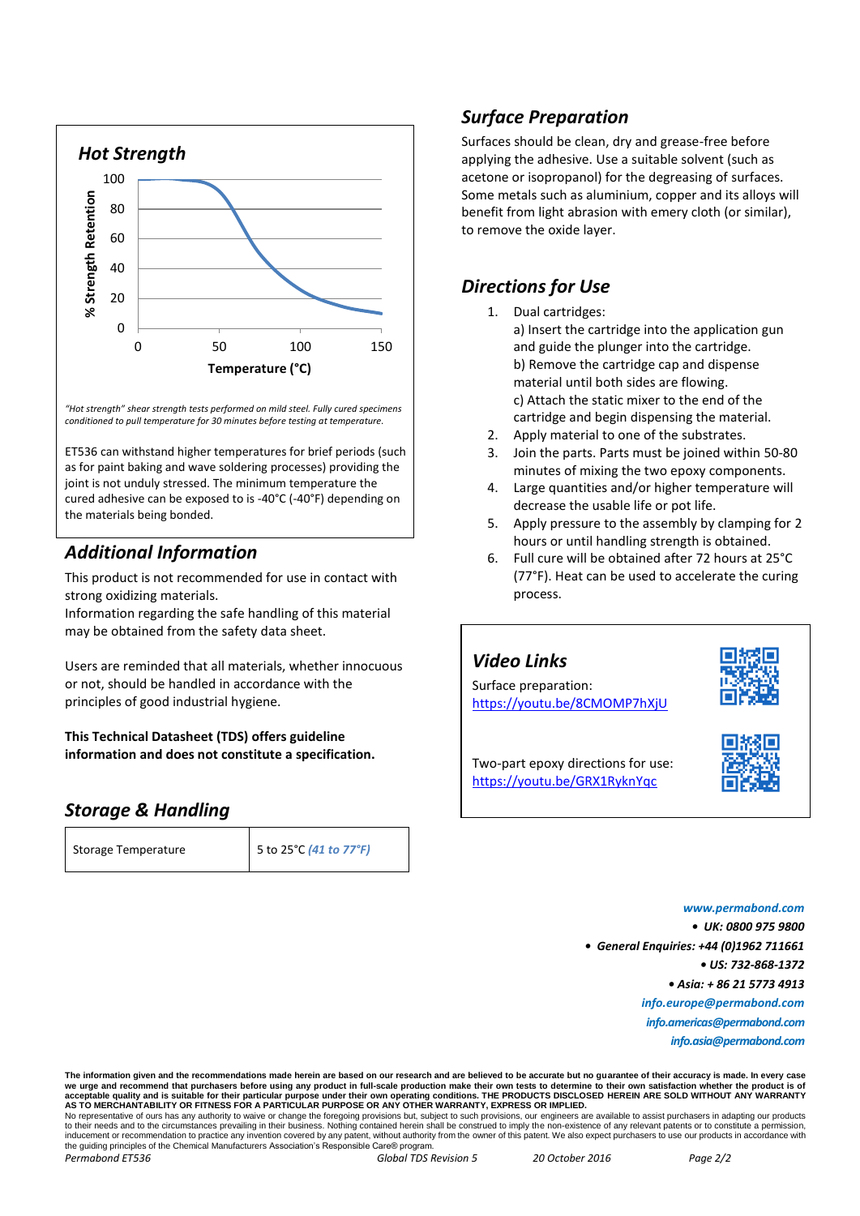## Hot Strength

100
80
60
40
20
0
% Strength Retention
0
50
100
150
Temperature (°C)

*"Hot strength" shear strength tests performed on mild steel. Fully cured specimens conditioned to pull temperature for 30 minutes before testing at temperature.*

ET536 can withstand higher temperatures for brief periods (such as for paint baking and wave soldering processes) providing the joint is not unduly stressed. The minimum temperature the cured adhesive can be exposed to is -40°C (-40°F) depending on the materials being bonded.

## Additional Information

This product is not recommended for use in contact with strong oxidizing materials.
Information regarding the safe handling of this material may be obtained from the safety data sheet.

Users are reminded that all materials, whether innocuous or not, should be handled in accordance with the principles of good industrial hygiene.

**This Technical Datasheet (TDS) offers guideline information and does not constitute a specification.**

## Storage & Handling

| | |
|---|---|
| Storage Temperature | 5 to 25°C ***(41 to 77°F)*** |

## Surface Preparation

Surfaces should be clean, dry and grease-free before applying the adhesive. Use a suitable solvent (such as acetone or isopropanol) for the degreasing of surfaces. Some metals such as aluminium, copper and its alloys will benefit from light abrasion with emery cloth (or similar), to remove the oxide layer.

## Directions for Use

1. Dual cartridges:
   a) Insert the cartridge into the application gun and guide the plunger into the cartridge.
   b) Remove the cartridge cap and dispense material until both sides are flowing.
   c) Attach the static mixer to the end of the cartridge and begin dispensing the material.
2. Apply material to one of the substrates.
3. Join the parts. Parts must be joined within 50-80 minutes of mixing the two epoxy components.
4. Large quantities and/or higher temperature will decrease the usable life or pot life.
5. Apply pressure to the assembly by clamping for 2 hours or until handling strength is obtained.
6. Full cure will be obtained after 72 hours at 25°C (77°F). Heat can be used to accelerate the curing process.

## Video Links

Surface preparation:
https://youtu.be/8CMOMP7hXjU

Two-part epoxy directions for use:
https://youtu.be/GRX1RyknYqc

***www.permabond.com***
***• UK: 0800 975 9800***
***• General Enquiries: +44 (0)1962 711661***
***• US: 732-868-1372***
***• Asia: + 86 21 5773 4913***
***info.europe@permabond.com***
***info.americas@permabond.com***
***info.asia@permabond.com***

**The information given and the recommendations made herein are based on our research and are believed to be accurate but no guarantee of their accuracy is made. In every case we urge and recommend that purchasers before using any product in full-scale production make their own tests to determine to their own satisfaction whether the product is of acceptable quality and is suitable for their particular purpose under their own operating conditions. THE PRODUCTS DISCLOSED HEREIN ARE SOLD WITHOUT ANY WARRANTY AS TO MERCHANTABILITY OR FITNESS FOR A PARTICULAR PURPOSE OR ANY OTHER WARRANTY, EXPRESS OR IMPLIED.**
No representative of ours has any authority to waive or change the foregoing provisions but, subject to such provisions, our engineers are available to assist purchasers in adapting our products to their needs and to the circumstances prevailing in their business. Nothing contained herein shall be construed to imply the non-existence of any relevant patents or to constitute a permission, inducement or recommendation to practice any invention covered by any patent, without authority from the owner of this patent. We also expect purchasers to use our products in accordance with the guiding principles of the Chemical Manufacturers Association's Responsible Care® program.

*Permabond ET536* *Global TDS Revision 5* *20 October 2016*